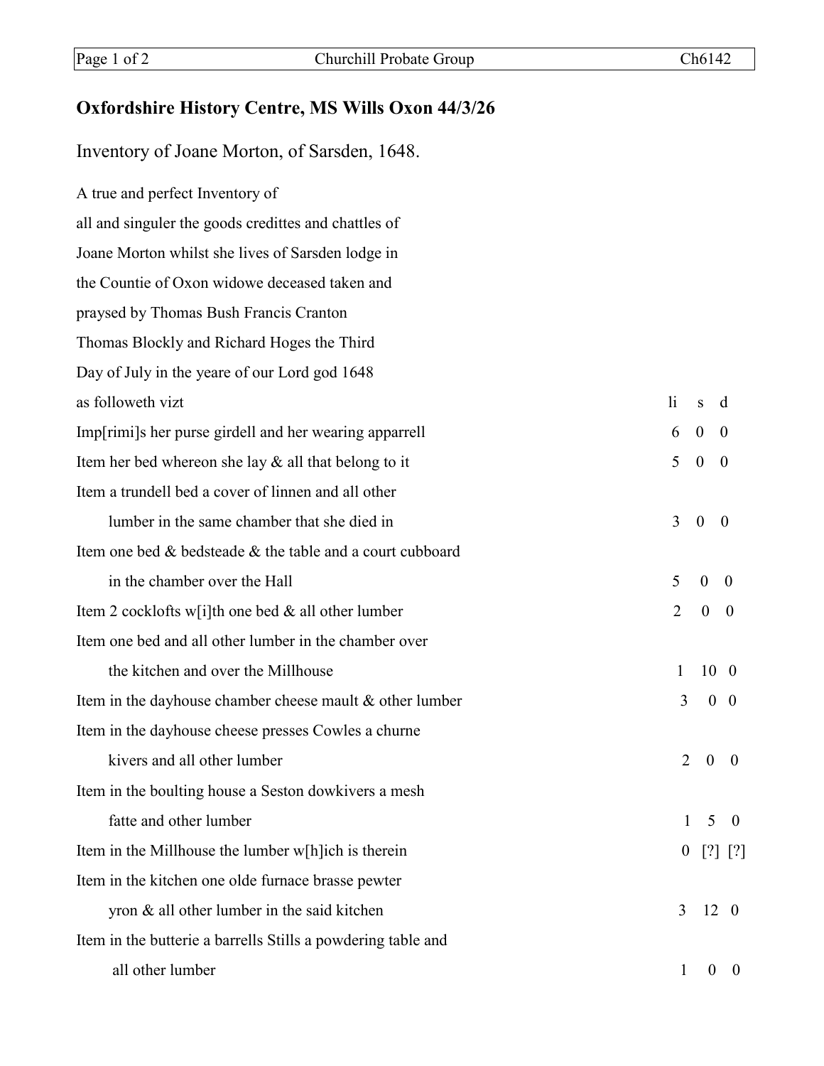## Oxfordshire History Centre, MS Wills Oxon 44/3/26

Inventory of Joane Morton, of Sarsden, 1648.

A true and perfect Inventory of
all and singuler the goods credittes and chattles of
Joane Morton whilst she lives of Sarsden lodge in
the Countie of Oxon widowe deceased taken and
praysed by Thomas Bush Francis Cranton
Thomas Blockly and Richard Hoges the Third
Day of July in the yeare of our Lord god 1648

| as followeth vizt | li | s | d |
|---|---|---|---|
| Imp[rimi]s her purse girdell and her wearing apparrell | 6 | 0 | 0 |
| Item her bed whereon she lay & all that belong to it | 5 | 0 | 0 |
| Item a trundell bed a cover of linnen and all other lumber in the same chamber that she died in | 3 | 0 | 0 |
| Item one bed & bedsteade & the table and a court cubboard in the chamber over the Hall | 5 | 0 | 0 |
| Item 2 cocklofts w[i]th one bed & all other lumber | 2 | 0 | 0 |
| Item one bed and all other lumber in the chamber over the kitchen and over the Millhouse | 1 | 10 | 0 |
| Item in the dayhouse chamber cheese mault & other lumber | 3 | 0 | 0 |
| Item in the dayhouse cheese presses Cowles a churne kivers and all other lumber | 2 | 0 | 0 |
| Item in the boulting house a Seston dowkivers a mesh fatte and other lumber | 1 | 5 | 0 |
| Item in the Millhouse the lumber w[h]ich is therein | 0 | [?] | [?] |
| Item in the kitchen one olde furnace brasse pewter yron & all other lumber in the said kitchen | 3 | 12 | 0 |
| Item in the butterie a barrells Stills a powdering table and all other lumber | 1 | 0 | 0 |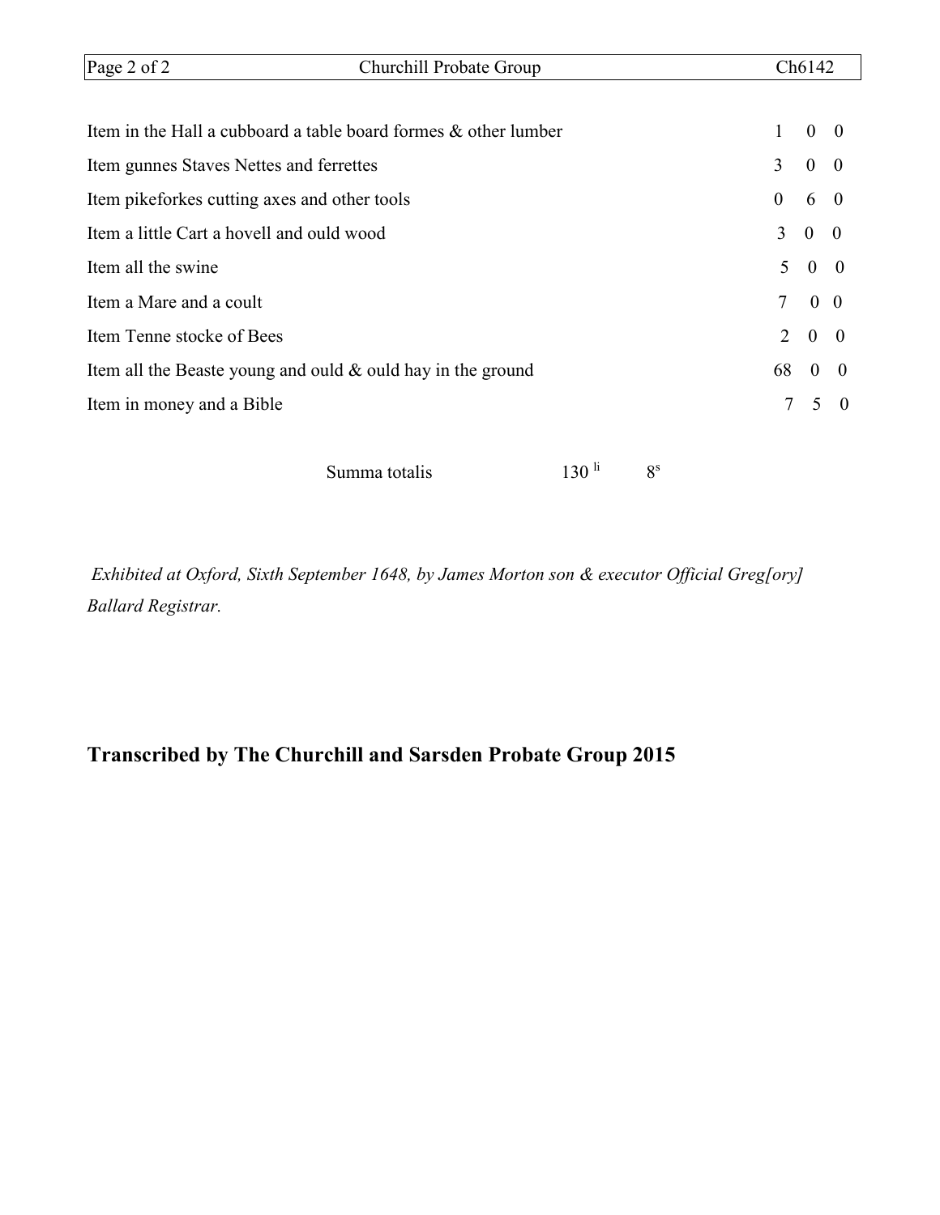| | | | |
|---|---|---|---|
| Item in the Hall a cubboard a table board formes & other lumber | 1 | 0 | 0 |
| Item gunnes Staves Nettes and ferrettes | 3 | 0 | 0 |
| Item pikeforkes cutting axes and other tools | 0 | 6 | 0 |
| Item a little Cart a hovell and ould wood | 3 | 0 | 0 |
| Item all the swine | 5 | 0 | 0 |
| Item a Mare and a coult | 7 | 0 | 0 |
| Item Tenne stocke of Bees | 2 | 0 | 0 |
| Item all the Beaste young and ould & ould hay in the ground | 68 | 0 | 0 |
| Item in money and a Bible | 7 | 5 | 0 |

Summa totalis 130 li 8s

*Exhibited at Oxford, Sixth September 1648, by James Morton son & executor Official Greg[ory] Ballard Registrar.*

**Transcribed by The Churchill and Sarsden Probate Group 2015**